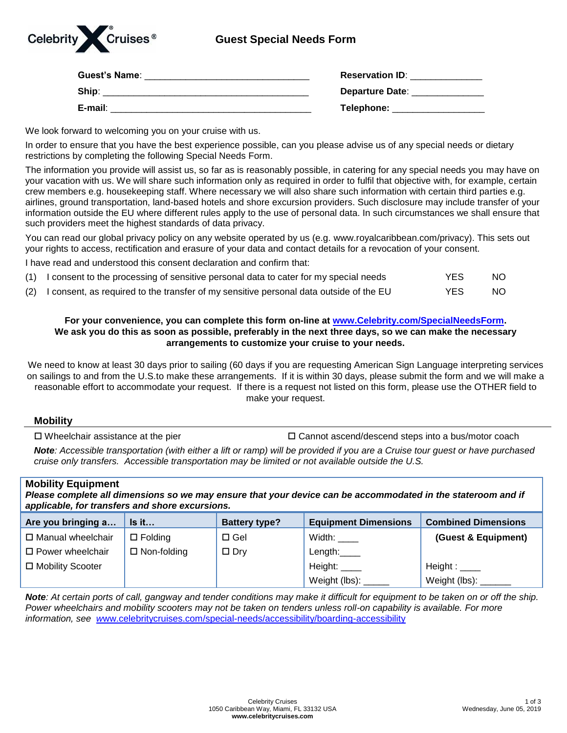# Celebrity Cruises

## Guest Special Needs Form

**Guest's Name**: ______________________________ **Reservation ID**: _____________

**Ship**: ____________________________________ **Departure Date**: _____________

**E-mail**: ___________________________________ **Telephone:** ________________

We look forward to welcoming you on your cruise with us.

In order to ensure that you have the best experience possible, can you please advise us of any special needs or dietary restrictions by completing the following Special Needs Form.

The information you provide will assist us, so far as is reasonably possible, in catering for any special needs you may have on your vacation with us. We will share such information only as required in order to fulfil that objective with, for example, certain crew members e.g. housekeeping staff. Where necessary we will also share such information with certain third parties e.g. airlines, ground transportation, land-based hotels and shore excursion providers. Such disclosure may include transfer of your information outside the EU where different rules apply to the use of personal data. In such circumstances we shall ensure that such providers meet the highest standards of data privacy.

You can read our global privacy policy on any website operated by us (e.g. www.royalcaribbean.com/privacy). This sets out your rights to access, rectification and erasure of your data and contact details for a revocation of your consent.

I have read and understood this consent declaration and confirm that:

(1) I consent to the processing of sensitive personal data to cater for my special needs YES NO

(2) I consent, as required to the transfer of my sensitive personal data outside of the EU YES NO

**For your convenience, you can complete this form on-line at [www.Celebrity.com/SpecialNeedsForm](www.Celebrity.com/SpecialNeedsForm). We ask you do this as soon as possible, preferably in the next three days, so we can make the necessary arrangements to customize your cruise to your needs.**

We need to know at least 30 days prior to sailing (60 days if you are requesting American Sign Language interpreting services on sailings to and from the U.S.to make these arrangements. If it is within 30 days, please submit the form and we will make a reasonable effort to accommodate your request. If there is a request not listed on this form, please use the OTHER field to make your request.

### Mobility

☐ Wheelchair assistance at the pier ☐ Cannot ascend/descend steps into a bus/motor coach

***Note**: Accessible transportation (with either a lift or ramp) will be provided if you are a Cruise tour guest or have purchased cruise only transfers. Accessible transportation may be limited or not available outside the U.S.*

### Mobility Equipment

***Please complete all dimensions so we may ensure that your device can be accommodated in the stateroom and if applicable, for transfers and shore excursions.***

| Are you bringing a… | Is it… | Battery type? | Equipment Dimensions | Combined Dimensions |
|---|---|---|---|---|
| ☐ Manual wheelchair | ☐ Folding | ☐ Gel | Width: ____ | **(Guest & Equipment)** |
| ☐ Power wheelchair | ☐ Non-folding | ☐ Dry | Length:____ | |
| ☐ Mobility Scooter | | | Height: ____ | Height : ____ |
| | | | Weight (lbs): _____ | Weight (lbs): ______ |

***Note**: At certain ports of call, gangway and tender conditions may make it difficult for equipment to be taken on or off the ship. Power wheelchairs and mobility scooters may not be taken on tenders unless roll-on capability is available. For more information, see [www.celebritycruises.com/special-needs/accessibility/boarding-accessibility](www.celebritycruises.com/special-needs/accessibility/boarding-accessibility)*

Celebrity Cruises
1050 Caribbean Way, Miami, FL 33132 USA
**www.celebritycruises.com**

Wednesday, June 05, 2019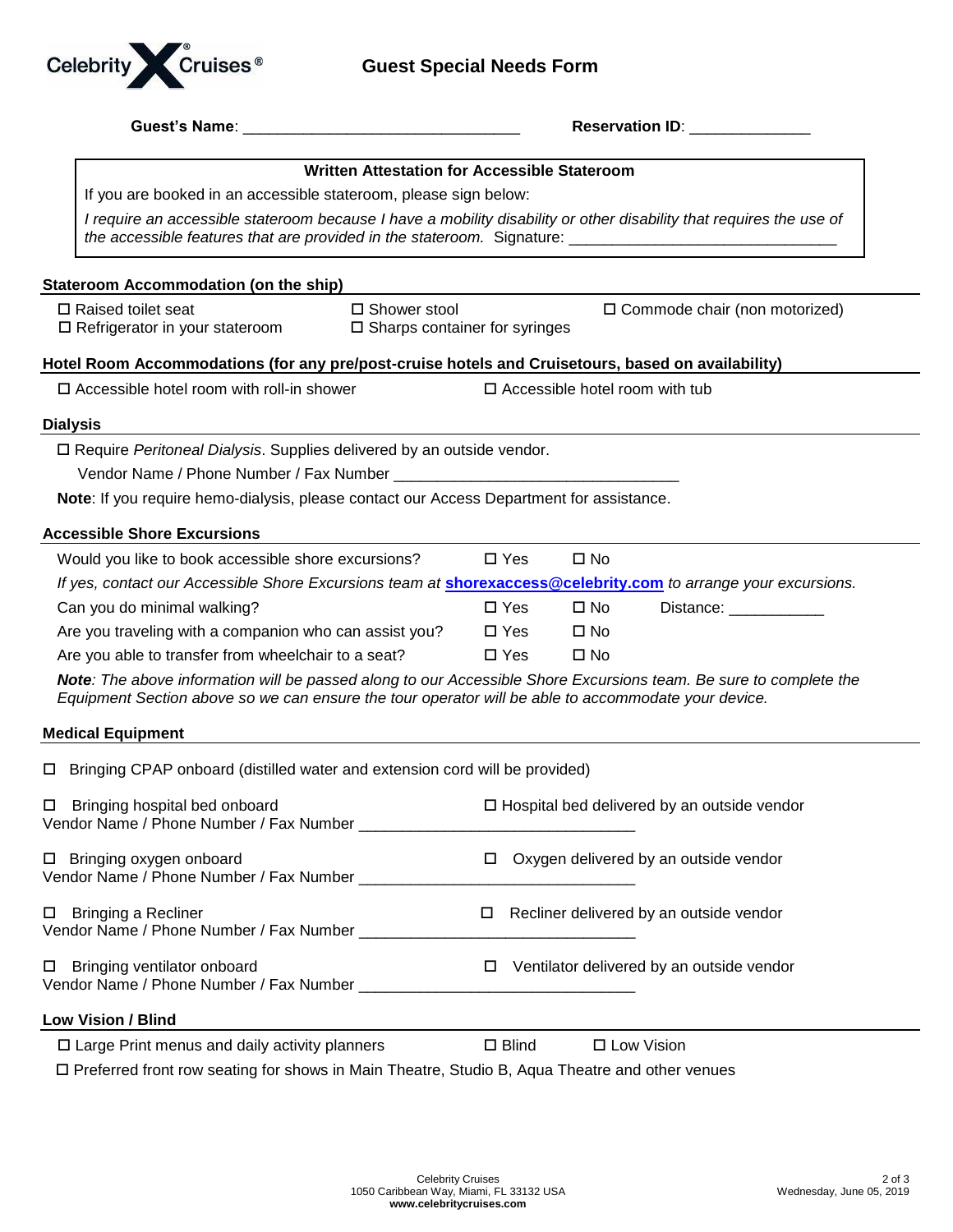# Guest Special Needs Form

**Guest's Name**: ______________________________ **Reservation ID**: _____________

**Written Attestation for Accessible Stateroom**

If you are booked in an accessible stateroom, please sign below:

*I require an accessible stateroom because I have a mobility disability or other disability that requires the use of the accessible features that are provided in the stateroom.* Signature: ______________________________

## Stateroom Accommodation (on the ship)

- ☐ Raised toilet seat
- ☐ Shower stool
- ☐ Commode chair (non motorized)
- ☐ Refrigerator in your stateroom
- ☐ Sharps container for syringes

## Hotel Room Accommodations (for any pre/post-cruise hotels and Cruisetours, based on availability)

- ☐ Accessible hotel room with roll-in shower
- ☐ Accessible hotel room with tub

## Dialysis

☐ Require *Peritoneal Dialysis*. Supplies delivered by an outside vendor.

Vendor Name / Phone Number / Fax Number ______________________________

**Note**: If you require hemo-dialysis, please contact our Access Department for assistance.

## Accessible Shore Excursions

Would you like to book accessible shore excursions? ☐ Yes ☐ No

*If yes, contact our Accessible Shore Excursions team at* **shorexaccess@celebrity.com** *to arrange your excursions.*

Can you do minimal walking? ☐ Yes ☐ No Distance: ___________

Are you traveling with a companion who can assist you? ☐ Yes ☐ No

Are you able to transfer from wheelchair to a seat? ☐ Yes ☐ No

***Note***: *The above information will be passed along to our Accessible Shore Excursions team. Be sure to complete the Equipment Section above so we can ensure the tour operator will be able to accommodate your device.*

## Medical Equipment

☐ Bringing CPAP onboard (distilled water and extension cord will be provided)

☐ Bringing hospital bed onboard ☐ Hospital bed delivered by an outside vendor
Vendor Name / Phone Number / Fax Number ______________________________

☐ Bringing oxygen onboard ☐ Oxygen delivered by an outside vendor
Vendor Name / Phone Number / Fax Number ______________________________

☐ Bringing a Recliner ☐ Recliner delivered by an outside vendor
Vendor Name / Phone Number / Fax Number ______________________________

☐ Bringing ventilator onboard ☐ Ventilator delivered by an outside vendor
Vendor Name / Phone Number / Fax Number ______________________________

## Low Vision / Blind

☐ Large Print menus and daily activity planners ☐ Blind ☐ Low Vision

☐ Preferred front row seating for shows in Main Theatre, Studio B, Aqua Theatre and other venues

Celebrity Cruises
1050 Caribbean Way, Miami, FL 33132 USA
**www.celebritycruises.com**

Wednesday, June 05, 2019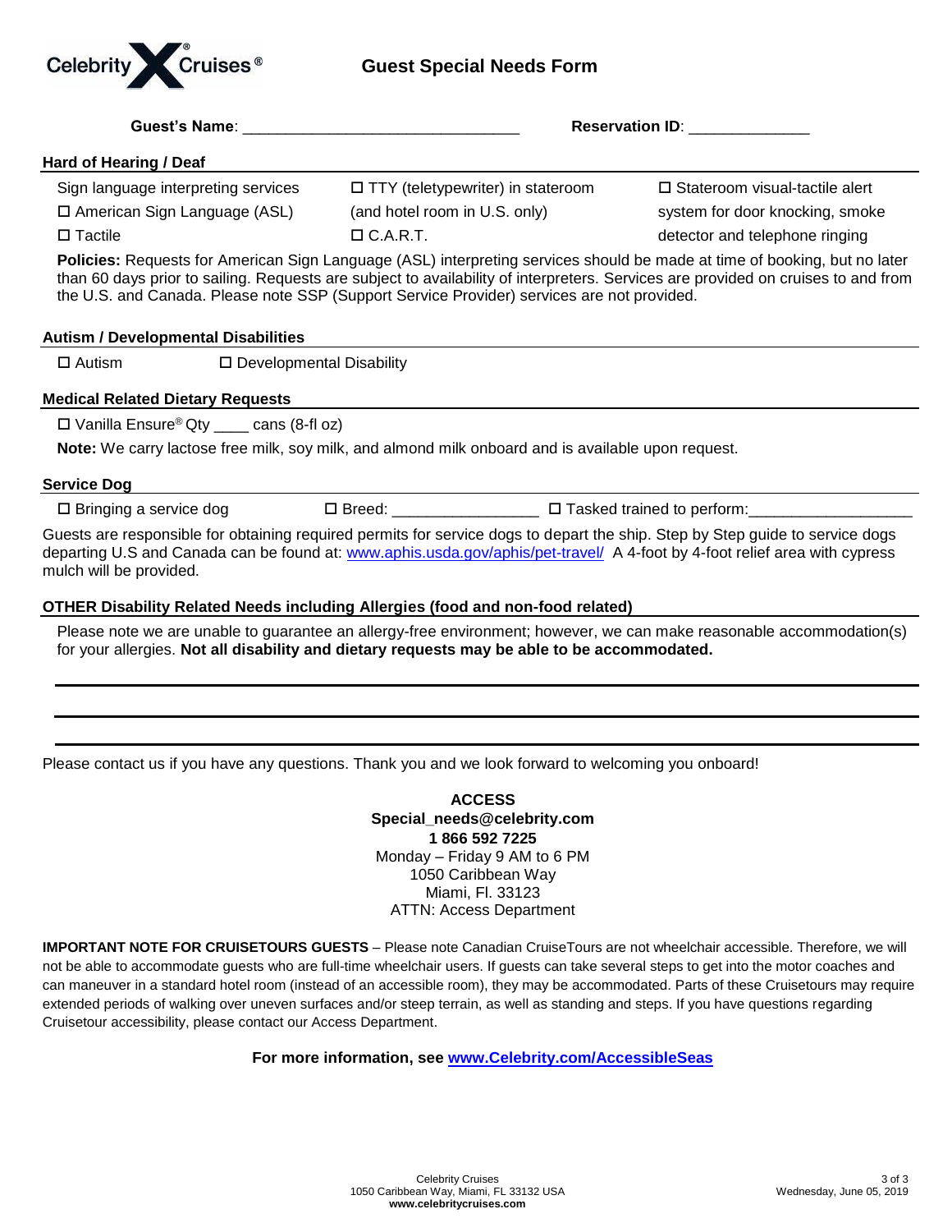# Guest Special Needs Form

**Guest's Name**: _______________________________ **Reservation ID**: _____________

## Hard of Hearing / Deaf

Sign language interpreting services

☐ American Sign Language (ASL)

☐ Tactile

☐ TTY (teletypewriter) in stateroom (and hotel room in U.S. only)

☐ C.A.R.T.

☐ Stateroom visual-tactile alert system for door knocking, smoke detector and telephone ringing

**Policies:** Requests for American Sign Language (ASL) interpreting services should be made at time of booking, but no later than 60 days prior to sailing. Requests are subject to availability of interpreters. Services are provided on cruises to and from the U.S. and Canada. Please note SSP (Support Service Provider) services are not provided.

## Autism / Developmental Disabilities

☐ Autism ☐ Developmental Disability

## Medical Related Dietary Requests

☐ Vanilla Ensure® Qty ____ cans (8-fl oz)

**Note:** We carry lactose free milk, soy milk, and almond milk onboard and is available upon request.

## Service Dog

☐ Bringing a service dog ☐ Breed: ________________ ☐ Tasked trained to perform:__________________

Guests are responsible for obtaining required permits for service dogs to depart the ship. Step by Step guide to service dogs departing U.S and Canada can be found at: www.aphis.usda.gov/aphis/pet-travel/ A 4-foot by 4-foot relief area with cypress mulch will be provided.

## OTHER Disability Related Needs including Allergies (food and non-food related)

Please note we are unable to guarantee an allergy-free environment; however, we can make reasonable accommodation(s) for your allergies. **Not all disability and dietary requests may be able to be accommodated.**

_______________________________________________

_______________________________________________

_______________________________________________

Please contact us if you have any questions. Thank you and we look forward to welcoming you onboard!

**ACCESS**
**Special_needs@celebrity.com**
**1 866 592 7225**
Monday – Friday 9 AM to 6 PM
1050 Caribbean Way
Miami, Fl. 33123
ATTN: Access Department

**IMPORTANT NOTE FOR CRUISETOURS GUESTS** – Please note Canadian CruiseTours are not wheelchair accessible. Therefore, we will not be able to accommodate guests who are full-time wheelchair users. If guests can take several steps to get into the motor coaches and can maneuver in a standard hotel room (instead of an accessible room), they may be accommodated. Parts of these Cruisetours may require extended periods of walking over uneven surfaces and/or steep terrain, as well as standing and steps. If you have questions regarding Cruisetour accessibility, please contact our Access Department.

**For more information, see www.Celebrity.com/AccessibleSeas**